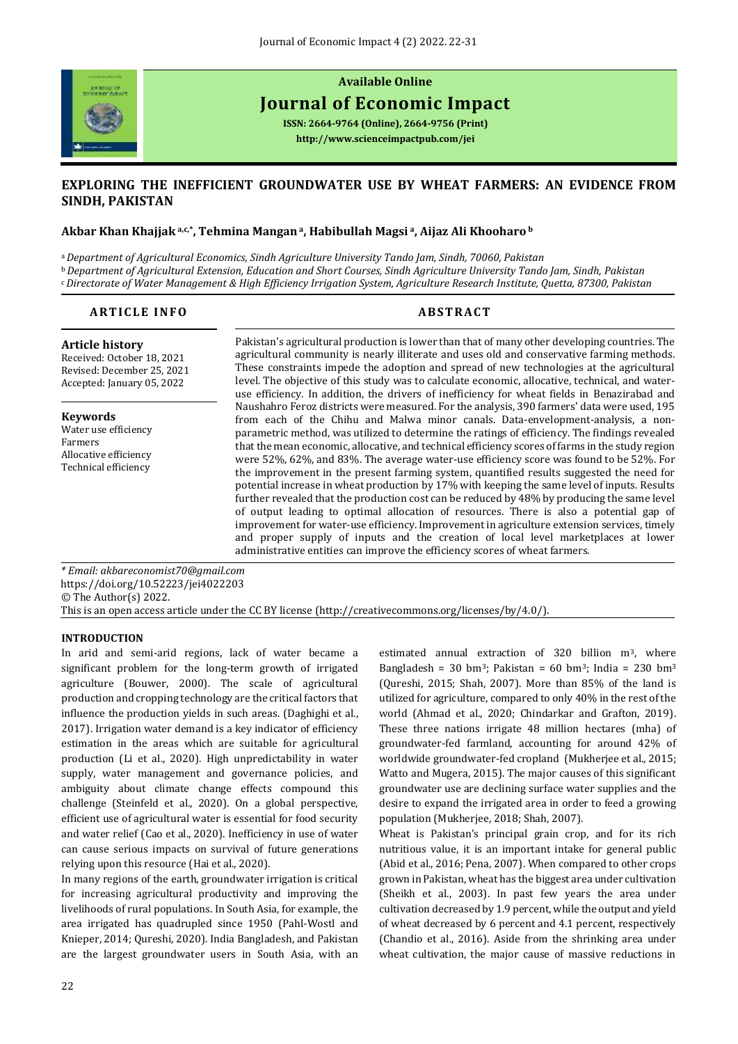**Available Online**

# Journal of Economic Impact

**ISSN: 2664-9764 (Online), 2664-9756 (Print)**

**http://www.scienceimpactpub.com/jei**

## EXPLORING THE INEFFICIENT GROUNDWATER USE BY WHEAT FARMERS: AN EVIDENCE FROM SINDH, PAKISTAN

**Akbar Khan Khajjak [a,c,*], Tehmina Mangan [a], Habibullah Magsi [a], Aijaz Ali Khooharo [b]**

[a] *Department of Agricultural Economics, Sindh Agriculture University Tando Jam, Sindh, 70060, Pakistan*
[b] *Department of Agricultural Extension, Education and Short Courses, Sindh Agriculture University Tando Jam, Sindh, Pakistan*
[c] *Directorate of Water Management & High Efficiency Irrigation System, Agriculture Research Institute, Quetta, 87300, Pakistan*

### ARTICLE INFO

**Article history**
Received: October 18, 2021
Revised: December 25, 2021
Accepted: January 05, 2022

**Keywords**
Water use efficiency
Farmers
Allocative efficiency
Technical efficiency

### ABSTRACT

Pakistan's agricultural production is lower than that of many other developing countries. The agricultural community is nearly illiterate and uses old and conservative farming methods. These constraints impede the adoption and spread of new technologies at the agricultural level. The objective of this study was to calculate economic, allocative, technical, and water-use efficiency. In addition, the drivers of inefficiency for wheat fields in Benazirabad and Naushahro Feroz districts were measured. For the analysis, 390 farmers' data were used, 195 from each of the Chihu and Malwa minor canals. Data-envelopment-analysis, a non-parametric method, was utilized to determine the ratings of efficiency. The findings revealed that the mean economic, allocative, and technical efficiency scores of farms in the study region were 52%, 62%, and 83%. The average water-use efficiency score was found to be 52%. For the improvement in the present farming system, quantified results suggested the need for potential increase in wheat production by 17% with keeping the same level of inputs. Results further revealed that the production cost can be reduced by 48% by producing the same level of output leading to optimal allocation of resources. There is also a potential gap of improvement for water-use efficiency. Improvement in agriculture extension services, timely and proper supply of inputs and the creation of local level marketplaces at lower administrative entities can improve the efficiency scores of wheat farmers.

*\* Email: akbareconomist70@gmail.com*
https://doi.org/10.52223/jei4022203
© The Author(s) 2022.
This is an open access article under the CC BY license (http://creativecommons.org/licenses/by/4.0/).

### INTRODUCTION

In arid and semi-arid regions, lack of water became a significant problem for the long-term growth of irrigated agriculture (Bouwer, 2000). The scale of agricultural production and cropping technology are the critical factors that influence the production yields in such areas. (Daghighi et al., 2017). Irrigation water demand is a key indicator of efficiency estimation in the areas which are suitable for agricultural production (Li et al., 2020). High unpredictability in water supply, water management and governance policies, and ambiguity about climate change effects compound this challenge (Steinfeld et al., 2020). On a global perspective, efficient use of agricultural water is essential for food security and water relief (Cao et al., 2020). Inefficiency in use of water can cause serious impacts on survival of future generations relying upon this resource (Hai et al., 2020).

In many regions of the earth, groundwater irrigation is critical for increasing agricultural productivity and improving the livelihoods of rural populations. In South Asia, for example, the area irrigated has quadrupled since 1950 (Pahl-Wostl and Knieper, 2014; Qureshi, 2020). India Bangladesh, and Pakistan are the largest groundwater users in South Asia, with an estimated annual extraction of 320 billion $m^3$, where Bangladesh = 30 $bm^3$; Pakistan = 60 $bm^3$; India = 230 $bm^3$ (Qureshi, 2015; Shah, 2007). More than 85% of the land is utilized for agriculture, compared to only 40% in the rest of the world (Ahmad et al., 2020; Chindarkar and Grafton, 2019). These three nations irrigate 48 million hectares (mha) of groundwater-fed farmland, accounting for around 42% of worldwide groundwater-fed cropland (Mukherjee et al., 2015; Watto and Mugera, 2015). The major causes of this significant groundwater use are declining surface water supplies and the desire to expand the irrigated area in order to feed a growing population (Mukherjee, 2018; Shah, 2007).

Wheat is Pakistan's principal grain crop, and for its rich nutritious value, it is an important intake for general public (Abid et al., 2016; Pena, 2007). When compared to other crops grown in Pakistan, wheat has the biggest area under cultivation (Sheikh et al., 2003). In past few years the area under cultivation decreased by 1.9 percent, while the output and yield of wheat decreased by 6 percent and 4.1 percent, respectively (Chandio et al., 2016). Aside from the shrinking area under wheat cultivation, the major cause of massive reductions in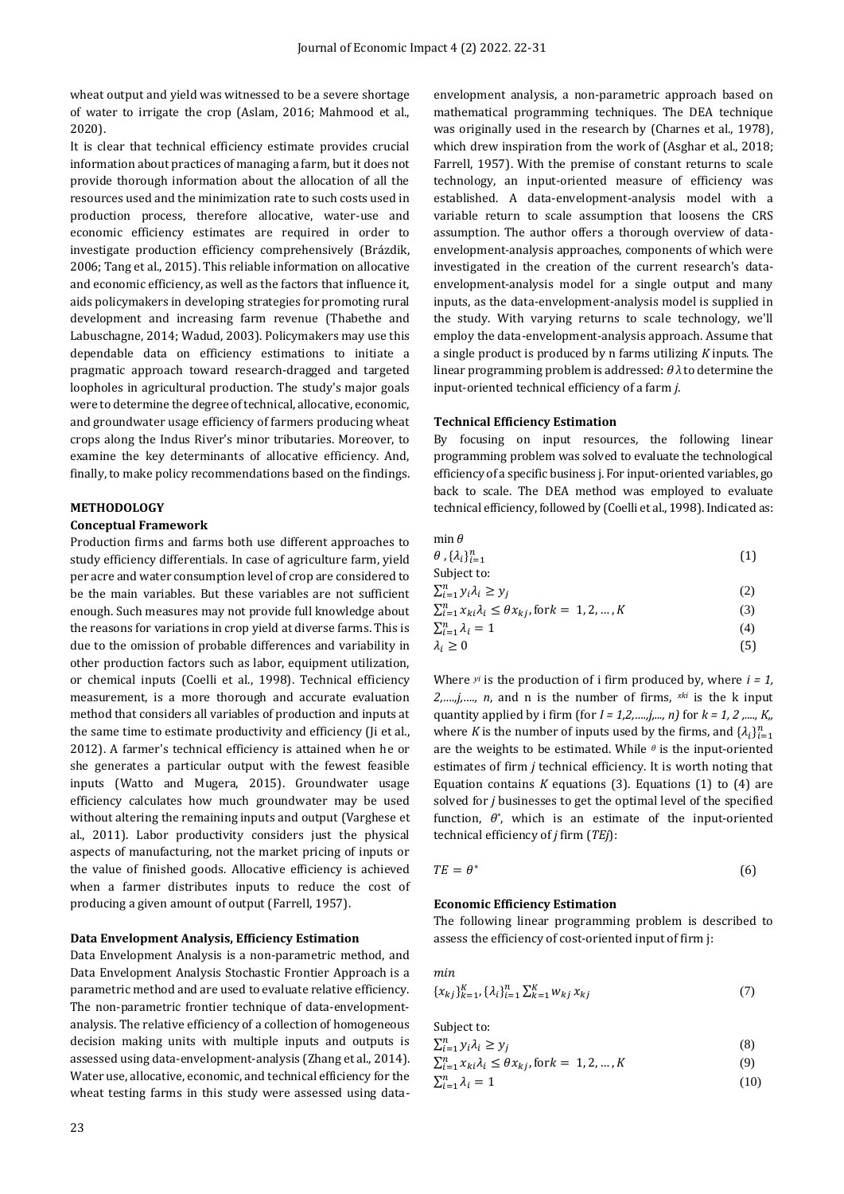wheat output and yield was witnessed to be a severe shortage of water to irrigate the crop (Aslam, 2016; Mahmood et al., 2020).

It is clear that technical efficiency estimate provides crucial information about practices of managing a farm, but it does not provide thorough information about the allocation of all the resources used and the minimization rate to such costs used in production process, therefore allocative, water-use and economic efficiency estimates are required in order to investigate production efficiency comprehensively (Brázdik, 2006; Tang et al., 2015). This reliable information on allocative and economic efficiency, as well as the factors that influence it, aids policymakers in developing strategies for promoting rural development and increasing farm revenue (Thabethe and Labuschagne, 2014; Wadud, 2003). Policymakers may use this dependable data on efficiency estimations to initiate a pragmatic approach toward research-dragged and targeted loopholes in agricultural production. The study's major goals were to determine the degree of technical, allocative, economic, and groundwater usage efficiency of farmers producing wheat crops along the Indus River's minor tributaries. Moreover, to examine the key determinants of allocative efficiency. And, finally, to make policy recommendations based on the findings.

## METHODOLOGY

### Conceptual Framework

Production firms and farms both use different approaches to study efficiency differentials. In case of agriculture farm, yield per acre and water consumption level of crop are considered to be the main variables. But these variables are not sufficient enough. Such measures may not provide full knowledge about the reasons for variations in crop yield at diverse farms. This is due to the omission of probable differences and variability in other production factors such as labor, equipment utilization, or chemical inputs (Coelli et al., 1998). Technical efficiency measurement, is a more thorough and accurate evaluation method that considers all variables of production and inputs at the same time to estimate productivity and efficiency (Ji et al., 2012). A farmer's technical efficiency is attained when he or she generates a particular output with the fewest feasible inputs (Watto and Mugera, 2015). Groundwater usage efficiency calculates how much groundwater may be used without altering the remaining inputs and output (Varghese et al., 2011). Labor productivity considers just the physical aspects of manufacturing, not the market pricing of inputs or the value of finished goods. Allocative efficiency is achieved when a farmer distributes inputs to reduce the cost of producing a given amount of output (Farrell, 1957).

### Data Envelopment Analysis, Efficiency Estimation

Data Envelopment Analysis is a non-parametric method, and Data Envelopment Analysis Stochastic Frontier Approach is a parametric method and are used to evaluate relative efficiency. The non-parametric frontier technique of data-envelopment-analysis. The relative efficiency of a collection of homogeneous decision making units with multiple inputs and outputs is assessed using data-envelopment-analysis (Zhang et al., 2014). Water use, allocative, economic, and technical efficiency for the wheat testing farms in this study were assessed using data-envelopment analysis, a non-parametric approach based on mathematical programming techniques. The DEA technique was originally used in the research by (Charnes et al., 1978), which drew inspiration from the work of (Asghar et al., 2018; Farrell, 1957). With the premise of constant returns to scale technology, an input-oriented measure of efficiency was established. A data-envelopment-analysis model with a variable return to scale assumption that loosens the CRS assumption. The author offers a thorough overview of data-envelopment-analysis approaches, components of which were investigated in the creation of the current research's data-envelopment-analysis model for a single output and many inputs, as the data-envelopment-analysis model is supplied in the study. With varying returns to scale technology, we'll employ the data-envelopment-analysis approach. Assume that a single product is produced by n farms utilizing $K$ inputs. The linear programming problem is addressed: $\theta\lambda$ to determine the input-oriented technical efficiency of a farm $j$.

### Technical Efficiency Estimation

By focusing on input resources, the following linear programming problem was solved to evaluate the technological efficiency of a specific business j. For input-oriented variables, go back to scale. The DEA method was employed to evaluate technical efficiency, followed by (Coelli et al., 1998). Indicated as:

$$\min_{\theta,\{\lambda_i\}_{i=1}^{n}} \theta \tag{1}$$

Subject to:

$$\sum_{i=1}^{n} y_i\lambda_i \geq y_j \tag{2}$$

$$\sum_{i=1}^{n} x_{ki}\lambda_i \leq \theta x_{kj}, \text{for } k = 1, 2, \dots, K \tag{3}$$

$$\sum_{i=1}^{n} \lambda_i = 1 \tag{4}$$

$$\lambda_i \geq 0 \tag{5}$$

Where $y_i$ is the production of i firm produced by, where $i = 1, 2,\dots,j,\dots, n$, and n is the number of firms, $x_{ki}$ is the k input quantity applied by i firm (for $I = 1,2,\dots,j,\dots, n$) for $k = 1, 2, \dots, K$, where $K$ is the number of inputs used by the firms, and $\{\lambda_i\}_{i=1}^{n}$ are the weights to be estimated. While $\theta$ is the input-oriented estimates of firm $j$ technical efficiency. It is worth noting that Equation contains $K$ equations (3). Equations (1) to (4) are solved for $j$ businesses to get the optimal level of the specified function, $\theta^*$, which is an estimate of the input-oriented technical efficiency of $j$ firm ($TEj$):

$$TE = \theta^* \tag{6}$$

### Economic Efficiency Estimation

The following linear programming problem is described to assess the efficiency of cost-oriented input of firm j:

$$\min_{\{x_{kj}\}_{k=1}^{K},\{\lambda_i\}_{i=1}^{n}} \sum_{k=1}^{K} w_{kj}\, x_{kj} \tag{7}$$

Subject to:

$$\sum_{i=1}^{n} y_i\lambda_i \geq y_j \tag{8}$$

$$\sum_{i=1}^{n} x_{ki}\lambda_i \leq \theta x_{kj}, \text{for } k = 1, 2, \dots, K \tag{9}$$

$$\sum_{i=1}^{n} \lambda_i = 1 \tag{10}$$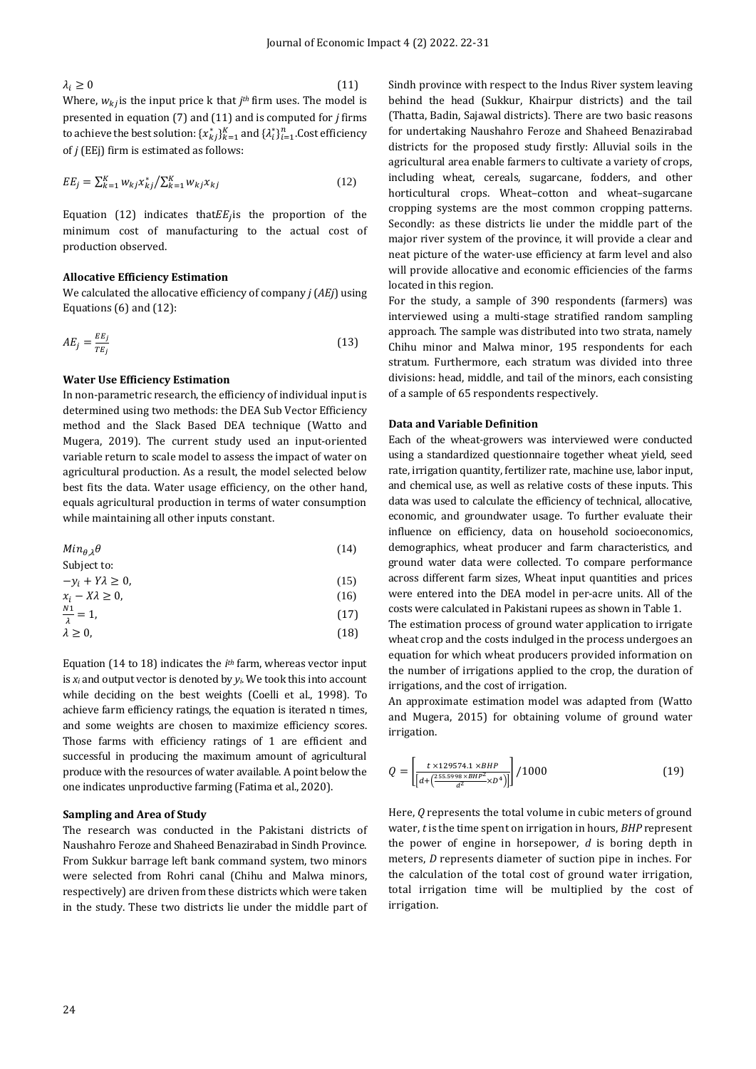$$\lambda_i \geq 0 \tag{11}$$

Where, $w_{kj}$ is the input price k that $j^{th}$ firm uses. The model is presented in equation (7) and (11) and is computed for $j$ firms to achieve the best solution: $\{x_{kj}^*\}_{k=1}^K$ and $\{\lambda_i^*\}_{i=1}^n$. Cost efficiency of $j$ (EEj) firm is estimated as follows:

$$EE_j = \sum_{k=1}^{K} w_{kj} x_{kj}^* / \sum_{k=1}^{K} w_{kj} x_{kj} \tag{12}$$

Equation (12) indicates that $EE_j$ is the proportion of the minimum cost of manufacturing to the actual cost of production observed.

**Allocative Efficiency Estimation**

We calculated the allocative efficiency of company $j$ ($AEj$) using Equations (6) and (12):

$$AE_j = \frac{EE_j}{TE_j} \tag{13}$$

**Water Use Efficiency Estimation**

In non-parametric research, the efficiency of individual input is determined using two methods: the DEA Sub Vector Efficiency method and the Slack Based DEA technique (Watto and Mugera, 2019). The current study used an input-oriented variable return to scale model to assess the impact of water on agricultural production. As a result, the model selected below best fits the data. Water usage efficiency, on the other hand, equals agricultural production in terms of water consumption while maintaining all other inputs constant.

$$Min_{\theta,\lambda}\theta \tag{14}$$

Subject to:

$$-y_i + Y\lambda \geq 0, \tag{15}$$

$$x_i - X\lambda \geq 0, \tag{16}$$

$$\frac{N1}{\lambda} = 1, \tag{17}$$

$$\lambda \geq 0, \tag{18}$$

Equation (14 to 18) indicates the $i^{th}$ farm, whereas vector input is $x_i$ and output vector is denoted by $y_i$. We took this into account while deciding on the best weights (Coelli et al., 1998). To achieve farm efficiency ratings, the equation is iterated n times, and some weights are chosen to maximize efficiency scores. Those farms with efficiency ratings of 1 are efficient and successful in producing the maximum amount of agricultural produce with the resources of water available. A point below the one indicates unproductive farming (Fatima et al., 2020).

**Sampling and Area of Study**

The research was conducted in the Pakistani districts of Naushahro Feroze and Shaheed Benazirabad in Sindh Province. From Sukkur barrage left bank command system, two minors were selected from Rohri canal (Chihu and Malwa minors, respectively) are driven from these districts which were taken in the study. These two districts lie under the middle part of Sindh province with respect to the Indus River system leaving behind the head (Sukkur, Khairpur districts) and the tail (Thatta, Badin, Sajawal districts). There are two basic reasons for undertaking Naushahro Feroze and Shaheed Benazirabad districts for the proposed study firstly: Alluvial soils in the agricultural area enable farmers to cultivate a variety of crops, including wheat, cereals, sugarcane, fodders, and other horticultural crops. Wheat–cotton and wheat–sugarcane cropping systems are the most common cropping patterns. Secondly: as these districts lie under the middle part of the major river system of the province, it will provide a clear and neat picture of the water-use efficiency at farm level and also will provide allocative and economic efficiencies of the farms located in this region.

For the study, a sample of 390 respondents (farmers) was interviewed using a multi-stage stratified random sampling approach. The sample was distributed into two strata, namely Chihu minor and Malwa minor, 195 respondents for each stratum. Furthermore, each stratum was divided into three divisions: head, middle, and tail of the minors, each consisting of a sample of 65 respondents respectively.

**Data and Variable Definition**

Each of the wheat-growers was interviewed were conducted using a standardized questionnaire together wheat yield, seed rate, irrigation quantity, fertilizer rate, machine use, labor input, and chemical use, as well as relative costs of these inputs. This data was used to calculate the efficiency of technical, allocative, economic, and groundwater usage. To further evaluate their influence on efficiency, data on household socioeconomics, demographics, wheat producer and farm characteristics, and ground water data were collected. To compare performance across different farm sizes, Wheat input quantities and prices were entered into the DEA model in per-acre units. All of the costs were calculated in Pakistani rupees as shown in Table 1.

The estimation process of ground water application to irrigate wheat crop and the costs indulged in the process undergoes an equation for which wheat producers provided information on the number of irrigations applied to the crop, the duration of irrigations, and the cost of irrigation.

An approximate estimation model was adapted from (Watto and Mugera, 2015) for obtaining volume of ground water irrigation.

$$Q = \left[\frac{t \times 129574.1 \times BHP}{\left[d + \left(\frac{255.5998 \times BHP^2}{d^2} \times D^4\right)\right]}\right] / 1000 \tag{19}$$

Here, $Q$ represents the total volume in cubic meters of ground water, $t$ is the time spent on irrigation in hours, $BHP$ represent the power of engine in horsepower, $d$ is boring depth in meters, $D$ represents diameter of suction pipe in inches. For the calculation of the total cost of ground water irrigation, total irrigation time will be multiplied by the cost of irrigation.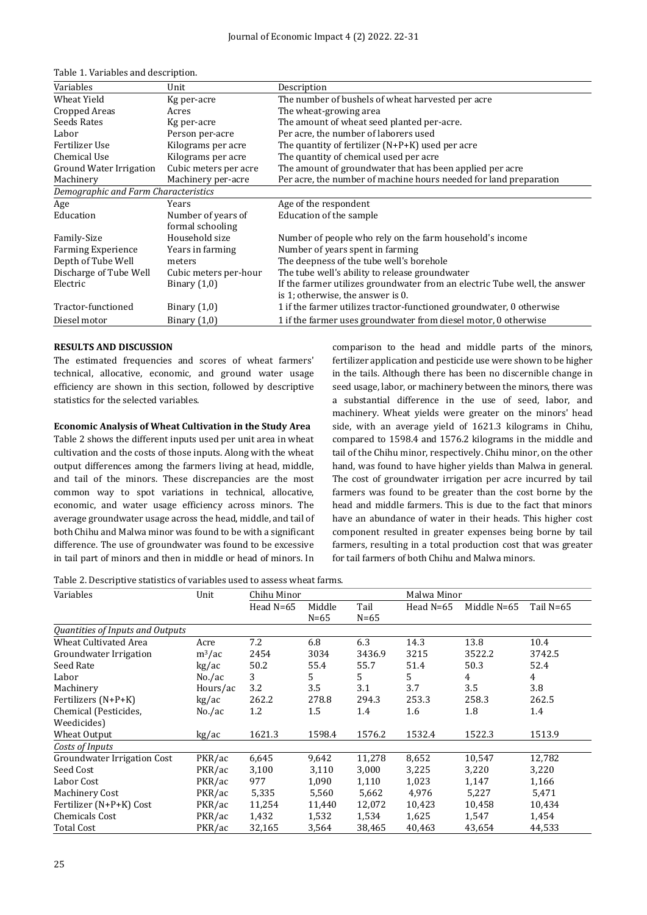Table 1. Variables and description.

| Variables | Unit | Description |
|---|---|---|
| Wheat Yield | Kg per-acre | The number of bushels of wheat harvested per acre |
| Cropped Areas | Acres | The wheat-growing area |
| Seeds Rates | Kg per-acre | The amount of wheat seed planted per-acre. |
| Labor | Person per-acre | Per acre, the number of laborers used |
| Fertilizer Use | Kilograms per acre | The quantity of fertilizer (N+P+K) used per acre |
| Chemical Use | Kilograms per acre | The quantity of chemical used per acre |
| Ground Water Irrigation | Cubic meters per acre | The amount of groundwater that has been applied per acre |
| Machinery | Machinery per-acre | Per acre, the number of machine hours needed for land preparation |
| *Demographic and Farm Characteristics* | | |
| Age | Years | Age of the respondent |
| Education | Number of years of formal schooling | Education of the sample |
| Family-Size | Household size | Number of people who rely on the farm household's income |
| Farming Experience | Years in farming | Number of years spent in farming |
| Depth of Tube Well | meters | The deepness of the tube well's borehole |
| Discharge of Tube Well | Cubic meters per-hour | The tube well's ability to release groundwater |
| Electric | Binary (1,0) | If the farmer utilizes groundwater from an electric Tube well, the answer is 1; otherwise, the answer is 0. |
| Tractor-functioned | Binary (1,0) | 1 if the farmer utilizes tractor-functioned groundwater, 0 otherwise |
| Diesel motor | Binary (1,0) | 1 if the farmer uses groundwater from diesel motor, 0 otherwise |

**RESULTS AND DISCUSSION**

The estimated frequencies and scores of wheat farmers' technical, allocative, economic, and ground water usage efficiency are shown in this section, followed by descriptive statistics for the selected variables.

**Economic Analysis of Wheat Cultivation in the Study Area**

Table 2 shows the different inputs used per unit area in wheat cultivation and the costs of those inputs. Along with the wheat output differences among the farmers living at head, middle, and tail of the minors. These discrepancies are the most common way to spot variations in technical, allocative, economic, and water usage efficiency across minors. The average groundwater usage across the head, middle, and tail of both Chihu and Malwa minor was found to be with a significant difference. The use of groundwater was found to be excessive in tail part of minors and then in middle or head of minors. In comparison to the head and middle parts of the minors, fertilizer application and pesticide use were shown to be higher in the tails. Although there has been no discernible change in seed usage, labor, or machinery between the minors, there was a substantial difference in the use of seed, labor, and machinery. Wheat yields were greater on the minors' head side, with an average yield of 1621.3 kilograms in Chihu, compared to 1598.4 and 1576.2 kilograms in the middle and tail of the Chihu minor, respectively. Chihu minor, on the other hand, was found to have higher yields than Malwa in general. The cost of groundwater irrigation per acre incurred by tail farmers was found to be greater than the cost borne by the head and middle farmers. This is due to the fact that minors have an abundance of water in their heads. This higher cost component resulted in greater expenses being borne by tail farmers, resulting in a total production cost that was greater for tail farmers of both Chihu and Malwa minors.

Table 2. Descriptive statistics of variables used to assess wheat farms.

| Variables | Unit | Chihu Minor | | | Malwa Minor | | |
|---|---|---|---|---|---|---|---|
| | | Head N=65 | Middle N=65 | Tail N=65 | Head N=65 | Middle N=65 | Tail N=65 |
| *Quantities of Inputs and Outputs* | | | | | | | |
| Wheat Cultivated Area | Acre | 7.2 | 6.8 | 6.3 | 14.3 | 13.8 | 10.4 |
| Groundwater Irrigation | $m^3$/ac | 2454 | 3034 | 3436.9 | 3215 | 3522.2 | 3742.5 |
| Seed Rate | kg/ac | 50.2 | 55.4 | 55.7 | 51.4 | 50.3 | 52.4 |
| Labor | No./ac | 3 | 5 | 5 | 5 | 4 | 4 |
| Machinery | Hours/ac | 3.2 | 3.5 | 3.1 | 3.7 | 3.5 | 3.8 |
| Fertilizers (N+P+K) | kg/ac | 262.2 | 278.8 | 294.3 | 253.3 | 258.3 | 262.5 |
| Chemical (Pesticides, Weedicides) | No./ac | 1.2 | 1.5 | 1.4 | 1.6 | 1.8 | 1.4 |
| Wheat Output | kg/ac | 1621.3 | 1598.4 | 1576.2 | 1532.4 | 1522.3 | 1513.9 |
| *Costs of Inputs* | | | | | | | |
| Groundwater Irrigation Cost | PKR/ac | 6,645 | 9,642 | 11,278 | 8,652 | 10,547 | 12,782 |
| Seed Cost | PKR/ac | 3,100 | 3,110 | 3,000 | 3,225 | 3,220 | 3,220 |
| Labor Cost | PKR/ac | 977 | 1,090 | 1,110 | 1,023 | 1,147 | 1,166 |
| Machinery Cost | PKR/ac | 5,335 | 5,560 | 5,662 | 4,976 | 5,227 | 5,471 |
| Fertilizer (N+P+K) Cost | PKR/ac | 11,254 | 11,440 | 12,072 | 10,423 | 10,458 | 10,434 |
| Chemicals Cost | PKR/ac | 1,432 | 1,532 | 1,534 | 1,625 | 1,547 | 1,454 |
| Total Cost | PKR/ac | 32,165 | 3,564 | 38,465 | 40,463 | 43,654 | 44,533 |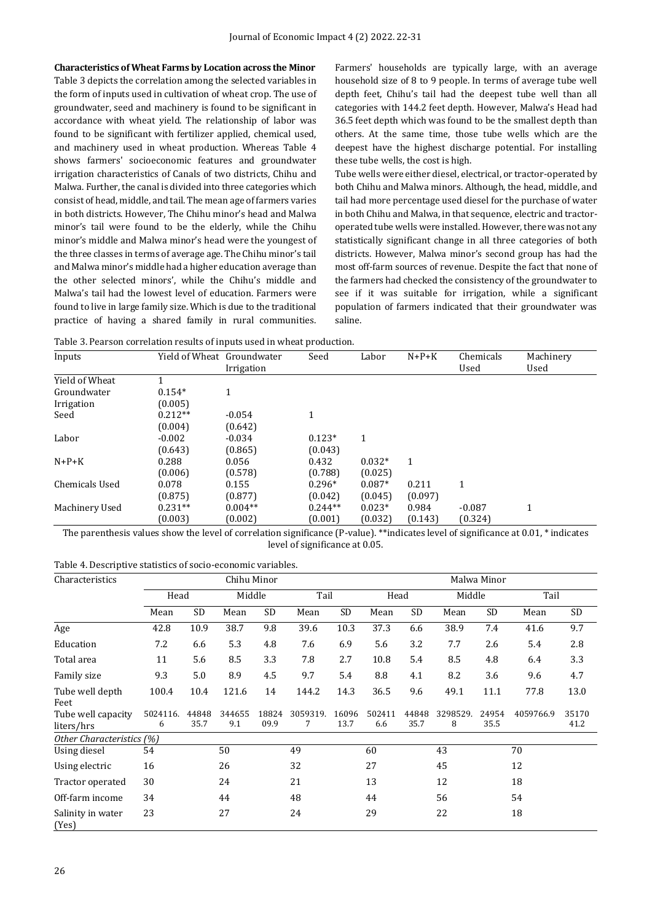**Characteristics of Wheat Farms by Location across the Minor**

Table 3 depicts the correlation among the selected variables in the form of inputs used in cultivation of wheat crop. The use of groundwater, seed and machinery is found to be significant in accordance with wheat yield. The relationship of labor was found to be significant with fertilizer applied, chemical used, and machinery used in wheat production. Whereas Table 4 shows farmers' socioeconomic features and groundwater irrigation characteristics of Canals of two districts, Chihu and Malwa. Further, the canal is divided into three categories which consist of head, middle, and tail. The mean age of farmers varies in both districts. However, The Chihu minor's head and Malwa minor's tail were found to be the elderly, while the Chihu minor's middle and Malwa minor's head were the youngest of the three classes in terms of average age. The Chihu minor's tail and Malwa minor's middle had a higher education average than the other selected minors', while the Chihu's middle and Malwa's tail had the lowest level of education. Farmers were found to live in large family size. Which is due to the traditional practice of having a shared family in rural communities. Farmers' households are typically large, with an average household size of 8 to 9 people. In terms of average tube well depth feet, Chihu's tail had the deepest tube well than all categories with 144.2 feet depth. However, Malwa's Head had 36.5 feet depth which was found to be the smallest depth than others. At the same time, those tube wells which are the deepest have the highest discharge potential. For installing these tube wells, the cost is high.

Tube wells were either diesel, electrical, or tractor-operated by both Chihu and Malwa minors. Although, the head, middle, and tail had more percentage used diesel for the purchase of water in both Chihu and Malwa, in that sequence, electric and tractor-operated tube wells were installed. However, there was not any statistically significant change in all three categories of both districts. However, Malwa minor's second group has had the most off-farm sources of revenue. Despite the fact that none of the farmers had checked the consistency of the groundwater to see if it was suitable for irrigation, while a significant population of farmers indicated that their groundwater was saline.

Table 3. Pearson correlation results of inputs used in wheat production.

| Inputs | Yield of Wheat | Groundwater Irrigation | Seed | Labor | N+P+K | Chemicals Used | Machinery Used |
|---|---|---|---|---|---|---|---|
| Yield of Wheat | 1 | | | | | | |
| Groundwater Irrigation | 0.154* (0.005) | 1 | | | | | |
| Seed | 0.212** (0.004) | -0.054 (0.642) | 1 | | | | |
| Labor | -0.002 (0.643) | -0.034 (0.865) | 0.123* (0.043) | 1 | | | |
| N+P+K | 0.288 (0.006) | 0.056 (0.578) | 0.432 (0.788) | 0.032* (0.025) | 1 | | |
| Chemicals Used | 0.078 (0.875) | 0.155 (0.877) | 0.296* (0.042) | 0.087* (0.045) | 0.211 (0.097) | 1 | |
| Machinery Used | 0.231** (0.003) | 0.004** (0.002) | 0.244** (0.001) | 0.023* (0.032) | 0.984 (0.143) | -0.087 (0.324) | 1 |

The parenthesis values show the level of correlation significance (P-value). **indicates level of significance at 0.01, * indicates level of significance at 0.05.

Table 4. Descriptive statistics of socio-economic variables.

| Characteristics | Chihu Minor | | | | | | Malwa Minor | | | | | |
|---|---|---|---|---|---|---|---|---|---|---|---|---|
| | Head | | Middle | | Tail | | Head | | Middle | | Tail | |
| | Mean | SD | Mean | SD | Mean | SD | Mean | SD | Mean | SD | Mean | SD |
| Age | 42.8 | 10.9 | 38.7 | 9.8 | 39.6 | 10.3 | 37.3 | 6.6 | 38.9 | 7.4 | 41.6 | 9.7 |
| Education | 7.2 | 6.6 | 5.3 | 4.8 | 7.6 | 6.9 | 5.6 | 3.2 | 7.7 | 2.6 | 5.4 | 2.8 |
| Total area | 11 | 5.6 | 8.5 | 3.3 | 7.8 | 2.7 | 10.8 | 5.4 | 8.5 | 4.8 | 6.4 | 3.3 |
| Family size | 9.3 | 5.0 | 8.9 | 4.5 | 9.7 | 5.4 | 8.8 | 4.1 | 8.2 | 3.6 | 9.6 | 4.7 |
| Tube well depth Feet | 100.4 | 10.4 | 121.6 | 14 | 144.2 | 14.3 | 36.5 | 9.6 | 49.1 | 11.1 | 77.8 | 13.0 |
| Tube well capacity liters/hrs | 5024116.6 | 4484835.7 | 3446559.1 | 1882409.9 | 3059319.7 | 1609613.7 | 5024116.6 | 4484835.7 | 3298529.8 | 2495435.5 | 4059766.9 | 3517041.2 |
| *Other Characteristics (%)* | | | | | | | | | | | | |
| Using diesel | 54 | | 50 | | 49 | | 60 | | 43 | | 70 | |
| Using electric | 16 | | 26 | | 32 | | 27 | | 45 | | 12 | |
| Tractor operated | 30 | | 24 | | 21 | | 13 | | 12 | | 18 | |
| Off-farm income | 34 | | 44 | | 48 | | 44 | | 56 | | 54 | |
| Salinity in water (Yes) | 23 | | 27 | | 24 | | 29 | | 22 | | 18 | |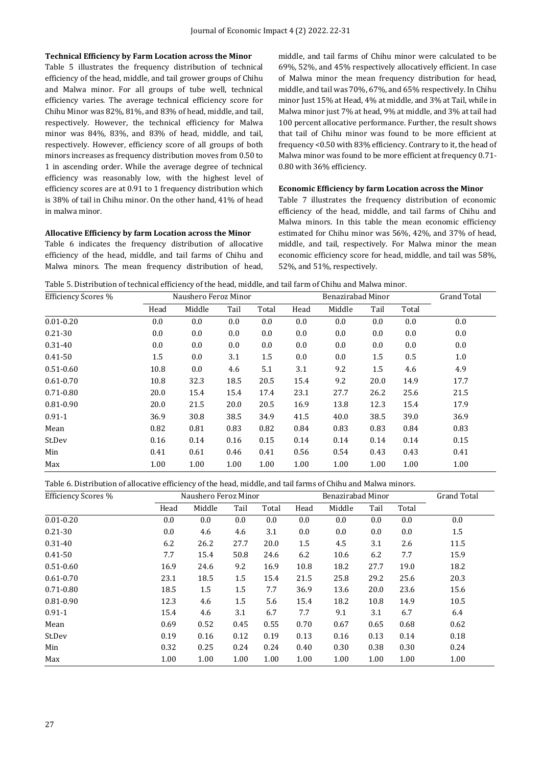### Technical Efficiency by Farm Location across the Minor

Table 5 illustrates the frequency distribution of technical efficiency of the head, middle, and tail grower groups of Chihu and Malwa minor. For all groups of tube well, technical efficiency varies. The average technical efficiency score for Chihu Minor was 82%, 81%, and 83% of head, middle, and tail, respectively. However, the technical efficiency for Malwa minor was 84%, 83%, and 83% of head, middle, and tail, respectively. However, efficiency score of all groups of both minors increases as frequency distribution moves from 0.50 to 1 in ascending order. While the average degree of technical efficiency was reasonably low, with the highest level of efficiency scores are at 0.91 to 1 frequency distribution which is 38% of tail in Chihu minor. On the other hand, 41% of head in malwa minor.

### Allocative Efficiency by farm Location across the Minor

Table 6 indicates the frequency distribution of allocative efficiency of the head, middle, and tail farms of Chihu and Malwa minors. The mean frequency distribution of head, middle, and tail farms of Chihu minor were calculated to be 69%, 52%, and 45% respectively allocatively efficient. In case of Malwa minor the mean frequency distribution for head, middle, and tail was 70%, 67%, and 65% respectively. In Chihu minor Just 15% at Head, 4% at middle, and 3% at Tail, while in Malwa minor just 7% at head, 9% at middle, and 3% at tail had 100 percent allocative performance. Further, the result shows that tail of Chihu minor was found to be more efficient at frequency <0.50 with 83% efficiency. Contrary to it, the head of Malwa minor was found to be more efficient at frequency 0.71-0.80 with 36% efficiency.

### Economic Efficiency by farm Location across the Minor

Table 7 illustrates the frequency distribution of economic efficiency of the head, middle, and tail farms of Chihu and Malwa minors. In this table the mean economic efficiency estimated for Chihu minor was 56%, 42%, and 37% of head, middle, and tail, respectively. For Malwa minor the mean economic efficiency score for head, middle, and tail was 58%, 52%, and 51%, respectively.

Table 5. Distribution of technical efficiency of the head, middle, and tail farm of Chihu and Malwa minor.

| Efficiency Scores % | Naushero Feroz Minor | | | | Benazirabad Minor | | | | Grand Total |
|---|---|---|---|---|---|---|---|---|---|
| | Head | Middle | Tail | Total | Head | Middle | Tail | Total | |
| 0.01-0.20 | 0.0 | 0.0 | 0.0 | 0.0 | 0.0 | 0.0 | 0.0 | 0.0 | 0.0 |
| 0.21-30 | 0.0 | 0.0 | 0.0 | 0.0 | 0.0 | 0.0 | 0.0 | 0.0 | 0.0 |
| 0.31-40 | 0.0 | 0.0 | 0.0 | 0.0 | 0.0 | 0.0 | 0.0 | 0.0 | 0.0 |
| 0.41-50 | 1.5 | 0.0 | 3.1 | 1.5 | 0.0 | 0.0 | 1.5 | 0.5 | 1.0 |
| 0.51-0.60 | 10.8 | 0.0 | 4.6 | 5.1 | 3.1 | 9.2 | 1.5 | 4.6 | 4.9 |
| 0.61-0.70 | 10.8 | 32.3 | 18.5 | 20.5 | 15.4 | 9.2 | 20.0 | 14.9 | 17.7 |
| 0.71-0.80 | 20.0 | 15.4 | 15.4 | 17.4 | 23.1 | 27.7 | 26.2 | 25.6 | 21.5 |
| 0.81-0.90 | 20.0 | 21.5 | 20.0 | 20.5 | 16.9 | 13.8 | 12.3 | 15.4 | 17.9 |
| 0.91-1 | 36.9 | 30.8 | 38.5 | 34.9 | 41.5 | 40.0 | 38.5 | 39.0 | 36.9 |
| Mean | 0.82 | 0.81 | 0.83 | 0.82 | 0.84 | 0.83 | 0.83 | 0.84 | 0.83 |
| St.Dev | 0.16 | 0.14 | 0.16 | 0.15 | 0.14 | 0.14 | 0.14 | 0.14 | 0.15 |
| Min | 0.41 | 0.61 | 0.46 | 0.41 | 0.56 | 0.54 | 0.43 | 0.43 | 0.41 |
| Max | 1.00 | 1.00 | 1.00 | 1.00 | 1.00 | 1.00 | 1.00 | 1.00 | 1.00 |

Table 6. Distribution of allocative efficiency of the head, middle, and tail farms of Chihu and Malwa minors.

| Efficiency Scores % | Naushero Feroz Minor | | | | Benazirabad Minor | | | | Grand Total |
|---|---|---|---|---|---|---|---|---|---|
| | Head | Middle | Tail | Total | Head | Middle | Tail | Total | |
| 0.01-0.20 | 0.0 | 0.0 | 0.0 | 0.0 | 0.0 | 0.0 | 0.0 | 0.0 | 0.0 |
| 0.21-30 | 0.0 | 4.6 | 4.6 | 3.1 | 0.0 | 0.0 | 0.0 | 0.0 | 1.5 |
| 0.31-40 | 6.2 | 26.2 | 27.7 | 20.0 | 1.5 | 4.5 | 3.1 | 2.6 | 11.5 |
| 0.41-50 | 7.7 | 15.4 | 50.8 | 24.6 | 6.2 | 10.6 | 6.2 | 7.7 | 15.9 |
| 0.51-0.60 | 16.9 | 24.6 | 9.2 | 16.9 | 10.8 | 18.2 | 27.7 | 19.0 | 18.2 |
| 0.61-0.70 | 23.1 | 18.5 | 1.5 | 15.4 | 21.5 | 25.8 | 29.2 | 25.6 | 20.3 |
| 0.71-0.80 | 18.5 | 1.5 | 1.5 | 7.7 | 36.9 | 13.6 | 20.0 | 23.6 | 15.6 |
| 0.81-0.90 | 12.3 | 4.6 | 1.5 | 5.6 | 15.4 | 18.2 | 10.8 | 14.9 | 10.5 |
| 0.91-1 | 15.4 | 4.6 | 3.1 | 6.7 | 7.7 | 9.1 | 3.1 | 6.7 | 6.4 |
| Mean | 0.69 | 0.52 | 0.45 | 0.55 | 0.70 | 0.67 | 0.65 | 0.68 | 0.62 |
| St.Dev | 0.19 | 0.16 | 0.12 | 0.19 | 0.13 | 0.16 | 0.13 | 0.14 | 0.18 |
| Min | 0.32 | 0.25 | 0.24 | 0.24 | 0.40 | 0.30 | 0.38 | 0.30 | 0.24 |
| Max | 1.00 | 1.00 | 1.00 | 1.00 | 1.00 | 1.00 | 1.00 | 1.00 | 1.00 |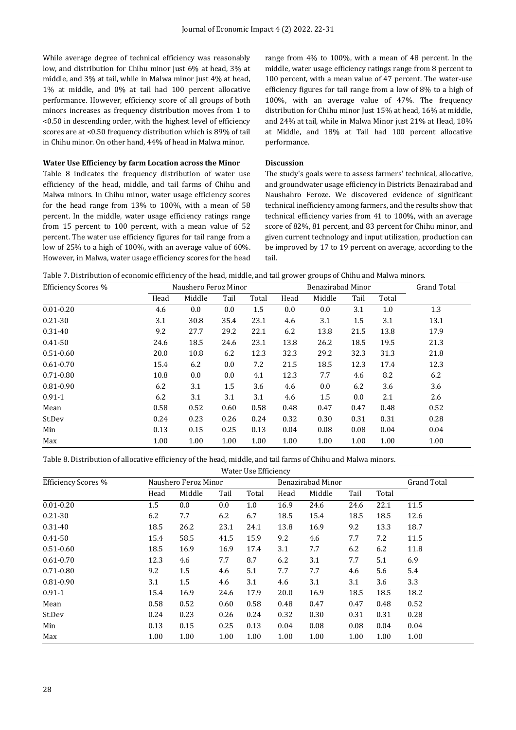While average degree of technical efficiency was reasonably low, and distribution for Chihu minor just 6% at head, 3% at middle, and 3% at tail, while in Malwa minor just 4% at head, 1% at middle, and 0% at tail had 100 percent allocative performance. However, efficiency score of all groups of both minors increases as frequency distribution moves from 1 to <0.50 in descending order, with the highest level of efficiency scores are at <0.50 frequency distribution which is 89% of tail in Chihu minor. On other hand, 44% of head in Malwa minor.

**Water Use Efficiency by farm Location across the Minor**

Table 8 indicates the frequency distribution of water use efficiency of the head, middle, and tail farms of Chihu and Malwa minors. In Chihu minor, water usage efficiency scores for the head range from 13% to 100%, with a mean of 58 percent. In the middle, water usage efficiency ratings range from 15 percent to 100 percent, with a mean value of 52 percent. The water use efficiency figures for tail range from a low of 25% to a high of 100%, with an average value of 60%. However, in Malwa, water usage efficiency scores for the head range from 4% to 100%, with a mean of 48 percent. In the middle, water usage efficiency ratings range from 8 percent to 100 percent, with a mean value of 47 percent. The water-use efficiency figures for tail range from a low of 8% to a high of 100%, with an average value of 47%. The frequency distribution for Chihu minor Just 15% at head, 16% at middle, and 24% at tail, while in Malwa Minor just 21% at Head, 18% at Middle, and 18% at Tail had 100 percent allocative performance.

**Discussion**

The study's goals were to assess farmers' technical, allocative, and groundwater usage efficiency in Districts Benazirabad and Naushahro Feroze. We discovered evidence of significant technical inefficiency among farmers, and the results show that technical efficiency varies from 41 to 100%, with an average score of 82%, 81 percent, and 83 percent for Chihu minor, and given current technology and input utilization, production can be improved by 17 to 19 percent on average, according to the tail.

Table 7. Distribution of economic efficiency of the head, middle, and tail grower groups of Chihu and Malwa minors.

| Efficiency Scores % | Naushero Feroz Minor | | | | Benazirabad Minor | | | | Grand Total |
|---|---|---|---|---|---|---|---|---|---|
| | Head | Middle | Tail | Total | Head | Middle | Tail | Total | |
| 0.01-0.20 | 4.6 | 0.0 | 0.0 | 1.5 | 0.0 | 0.0 | 3.1 | 1.0 | 1.3 |
| 0.21-30 | 3.1 | 30.8 | 35.4 | 23.1 | 4.6 | 3.1 | 1.5 | 3.1 | 13.1 |
| 0.31-40 | 9.2 | 27.7 | 29.2 | 22.1 | 6.2 | 13.8 | 21.5 | 13.8 | 17.9 |
| 0.41-50 | 24.6 | 18.5 | 24.6 | 23.1 | 13.8 | 26.2 | 18.5 | 19.5 | 21.3 |
| 0.51-0.60 | 20.0 | 10.8 | 6.2 | 12.3 | 32.3 | 29.2 | 32.3 | 31.3 | 21.8 |
| 0.61-0.70 | 15.4 | 6.2 | 0.0 | 7.2 | 21.5 | 18.5 | 12.3 | 17.4 | 12.3 |
| 0.71-0.80 | 10.8 | 0.0 | 0.0 | 4.1 | 12.3 | 7.7 | 4.6 | 8.2 | 6.2 |
| 0.81-0.90 | 6.2 | 3.1 | 1.5 | 3.6 | 4.6 | 0.0 | 6.2 | 3.6 | 3.6 |
| 0.91-1 | 6.2 | 3.1 | 3.1 | 3.1 | 4.6 | 1.5 | 0.0 | 2.1 | 2.6 |
| Mean | 0.58 | 0.52 | 0.60 | 0.58 | 0.48 | 0.47 | 0.47 | 0.48 | 0.52 |
| St.Dev | 0.24 | 0.23 | 0.26 | 0.24 | 0.32 | 0.30 | 0.31 | 0.31 | 0.28 |
| Min | 0.13 | 0.15 | 0.25 | 0.13 | 0.04 | 0.08 | 0.08 | 0.04 | 0.04 |
| Max | 1.00 | 1.00 | 1.00 | 1.00 | 1.00 | 1.00 | 1.00 | 1.00 | 1.00 |

Table 8. Distribution of allocative efficiency of the head, middle, and tail farms of Chihu and Malwa minors.

| | Water Use Efficiency | | | | | | | | |
|---|---|---|---|---|---|---|---|---|---|
| Efficiency Scores % | Naushero Feroz Minor | | | | Benazirabad Minor | | | | Grand Total |
| | Head | Middle | Tail | Total | Head | Middle | Tail | Total | |
| 0.01-0.20 | 1.5 | 0.0 | 0.0 | 1.0 | 16.9 | 24.6 | 24.6 | 22.1 | 11.5 |
| 0.21-30 | 6.2 | 7.7 | 6.2 | 6.7 | 18.5 | 15.4 | 18.5 | 18.5 | 12.6 |
| 0.31-40 | 18.5 | 26.2 | 23.1 | 24.1 | 13.8 | 16.9 | 9.2 | 13.3 | 18.7 |
| 0.41-50 | 15.4 | 58.5 | 41.5 | 15.9 | 9.2 | 4.6 | 7.7 | 7.2 | 11.5 |
| 0.51-0.60 | 18.5 | 16.9 | 16.9 | 17.4 | 3.1 | 7.7 | 6.2 | 6.2 | 11.8 |
| 0.61-0.70 | 12.3 | 4.6 | 7.7 | 8.7 | 6.2 | 3.1 | 7.7 | 5.1 | 6.9 |
| 0.71-0.80 | 9.2 | 1.5 | 4.6 | 5.1 | 7.7 | 7.7 | 4.6 | 5.6 | 5.4 |
| 0.81-0.90 | 3.1 | 1.5 | 4.6 | 3.1 | 4.6 | 3.1 | 3.1 | 3.6 | 3.3 |
| 0.91-1 | 15.4 | 16.9 | 24.6 | 17.9 | 20.0 | 16.9 | 18.5 | 18.5 | 18.2 |
| Mean | 0.58 | 0.52 | 0.60 | 0.58 | 0.48 | 0.47 | 0.47 | 0.48 | 0.52 |
| St.Dev | 0.24 | 0.23 | 0.26 | 0.24 | 0.32 | 0.30 | 0.31 | 0.31 | 0.28 |
| Min | 0.13 | 0.15 | 0.25 | 0.13 | 0.04 | 0.08 | 0.08 | 0.04 | 0.04 |
| Max | 1.00 | 1.00 | 1.00 | 1.00 | 1.00 | 1.00 | 1.00 | 1.00 | 1.00 |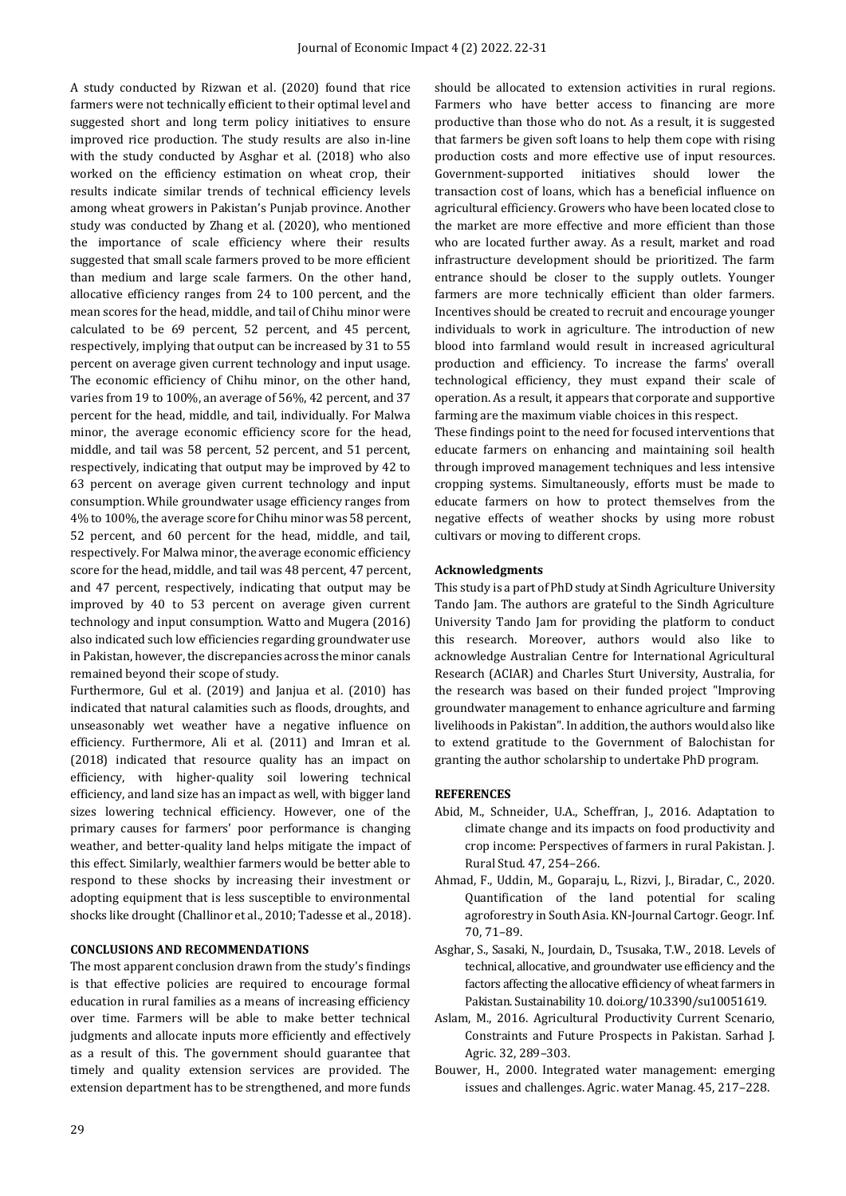A study conducted by Rizwan et al. (2020) found that rice farmers were not technically efficient to their optimal level and suggested short and long term policy initiatives to ensure improved rice production. The study results are also in-line with the study conducted by Asghar et al. (2018) who also worked on the efficiency estimation on wheat crop, their results indicate similar trends of technical efficiency levels among wheat growers in Pakistan's Punjab province. Another study was conducted by Zhang et al. (2020), who mentioned the importance of scale efficiency where their results suggested that small scale farmers proved to be more efficient than medium and large scale farmers. On the other hand, allocative efficiency ranges from 24 to 100 percent, and the mean scores for the head, middle, and tail of Chihu minor were calculated to be 69 percent, 52 percent, and 45 percent, respectively, implying that output can be increased by 31 to 55 percent on average given current technology and input usage. The economic efficiency of Chihu minor, on the other hand, varies from 19 to 100%, an average of 56%, 42 percent, and 37 percent for the head, middle, and tail, individually. For Malwa minor, the average economic efficiency score for the head, middle, and tail was 58 percent, 52 percent, and 51 percent, respectively, indicating that output may be improved by 42 to 63 percent on average given current technology and input consumption. While groundwater usage efficiency ranges from 4% to 100%, the average score for Chihu minor was 58 percent, 52 percent, and 60 percent for the head, middle, and tail, respectively. For Malwa minor, the average economic efficiency score for the head, middle, and tail was 48 percent, 47 percent, and 47 percent, respectively, indicating that output may be improved by 40 to 53 percent on average given current technology and input consumption. Watto and Mugera (2016) also indicated such low efficiencies regarding groundwater use in Pakistan, however, the discrepancies across the minor canals remained beyond their scope of study.

Furthermore, Gul et al. (2019) and Janjua et al. (2010) has indicated that natural calamities such as floods, droughts, and unseasonably wet weather have a negative influence on efficiency. Furthermore, Ali et al. (2011) and Imran et al. (2018) indicated that resource quality has an impact on efficiency, with higher-quality soil lowering technical efficiency, and land size has an impact as well, with bigger land sizes lowering technical efficiency. However, one of the primary causes for farmers' poor performance is changing weather, and better-quality land helps mitigate the impact of this effect. Similarly, wealthier farmers would be better able to respond to these shocks by increasing their investment or adopting equipment that is less susceptible to environmental shocks like drought (Challinor et al., 2010; Tadesse et al., 2018).

## CONCLUSIONS AND RECOMMENDATIONS

The most apparent conclusion drawn from the study's findings is that effective policies are required to encourage formal education in rural families as a means of increasing efficiency over time. Farmers will be able to make better technical judgments and allocate inputs more efficiently and effectively as a result of this. The government should guarantee that timely and quality extension services are provided. The extension department has to be strengthened, and more funds should be allocated to extension activities in rural regions. Farmers who have better access to financing are more productive than those who do not. As a result, it is suggested that farmers be given soft loans to help them cope with rising production costs and more effective use of input resources. Government-supported initiatives should lower the transaction cost of loans, which has a beneficial influence on agricultural efficiency. Growers who have been located close to the market are more effective and more efficient than those who are located further away. As a result, market and road infrastructure development should be prioritized. The farm entrance should be closer to the supply outlets. Younger farmers are more technically efficient than older farmers. Incentives should be created to recruit and encourage younger individuals to work in agriculture. The introduction of new blood into farmland would result in increased agricultural production and efficiency. To increase the farms' overall technological efficiency, they must expand their scale of operation. As a result, it appears that corporate and supportive farming are the maximum viable choices in this respect.

These findings point to the need for focused interventions that educate farmers on enhancing and maintaining soil health through improved management techniques and less intensive cropping systems. Simultaneously, efforts must be made to educate farmers on how to protect themselves from the negative effects of weather shocks by using more robust cultivars or moving to different crops.

## Acknowledgments

This study is a part of PhD study at Sindh Agriculture University Tando Jam. The authors are grateful to the Sindh Agriculture University Tando Jam for providing the platform to conduct this research. Moreover, authors would also like to acknowledge Australian Centre for International Agricultural Research (ACIAR) and Charles Sturt University, Australia, for the research was based on their funded project "Improving groundwater management to enhance agriculture and farming livelihoods in Pakistan". In addition, the authors would also like to extend gratitude to the Government of Balochistan for granting the author scholarship to undertake PhD program.

## REFERENCES

Abid, M., Schneider, U.A., Scheffran, J., 2016. Adaptation to climate change and its impacts on food productivity and crop income: Perspectives of farmers in rural Pakistan. J. Rural Stud. 47, 254–266.

Ahmad, F., Uddin, M., Goparaju, L., Rizvi, J., Biradar, C., 2020. Quantification of the land potential for scaling agroforestry in South Asia. KN-Journal Cartogr. Geogr. Inf. 70, 71–89.

Asghar, S., Sasaki, N., Jourdain, D., Tsusaka, T.W., 2018. Levels of technical, allocative, and groundwater use efficiency and the factors affecting the allocative efficiency of wheat farmers in Pakistan. Sustainability 10. doi.org/10.3390/su10051619.

Aslam, M., 2016. Agricultural Productivity Current Scenario, Constraints and Future Prospects in Pakistan. Sarhad J. Agric. 32, 289–303.

Bouwer, H., 2000. Integrated water management: emerging issues and challenges. Agric. water Manag. 45, 217–228.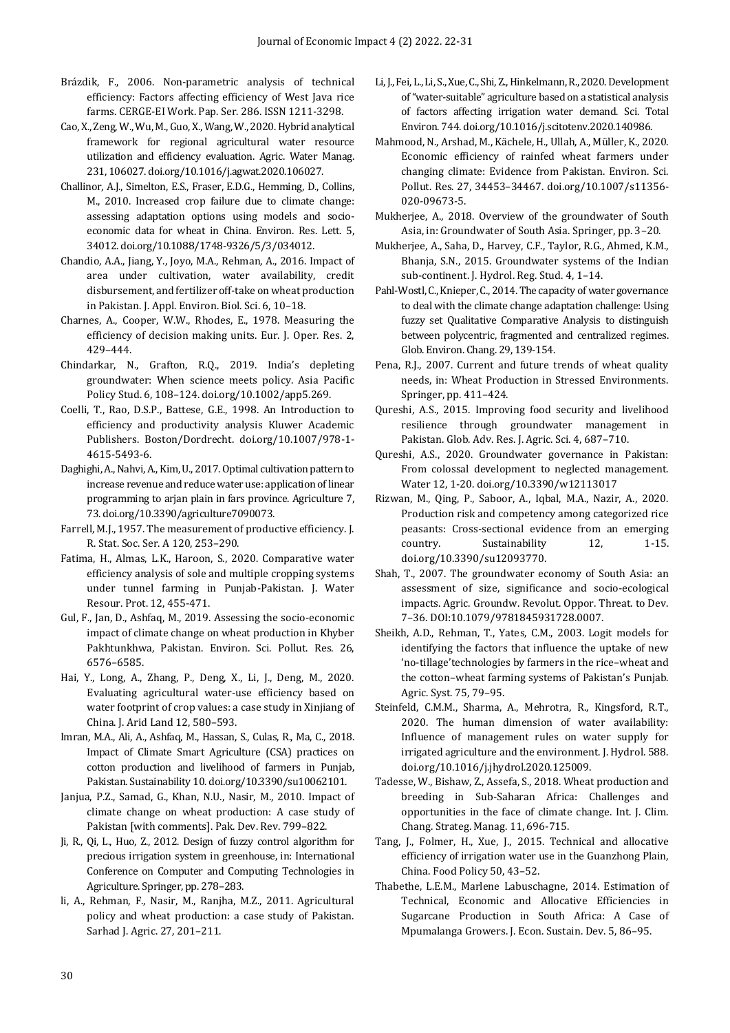Brázdik, F., 2006. Non-parametric analysis of technical efficiency: Factors affecting efficiency of West Java rice farms. CERGE-EI Work. Pap. Ser. 286. ISSN 1211-3298.

Cao, X., Zeng, W., Wu, M., Guo, X., Wang, W., 2020. Hybrid analytical framework for regional agricultural water resource utilization and efficiency evaluation. Agric. Water Manag. 231, 106027. doi.org/10.1016/j.agwat.2020.106027.

Challinor, A.J., Simelton, E.S., Fraser, E.D.G., Hemming, D., Collins, M., 2010. Increased crop failure due to climate change: assessing adaptation options using models and socio-economic data for wheat in China. Environ. Res. Lett. 5, 34012. doi.org/10.1088/1748-9326/5/3/034012.

Chandio, A.A., Jiang, Y., Joyo, M.A., Rehman, A., 2016. Impact of area under cultivation, water availability, credit disbursement, and fertilizer off-take on wheat production in Pakistan. J. Appl. Environ. Biol. Sci. 6, 10–18.

Charnes, A., Cooper, W.W., Rhodes, E., 1978. Measuring the efficiency of decision making units. Eur. J. Oper. Res. 2, 429–444.

Chindarkar, N., Grafton, R.Q., 2019. India's depleting groundwater: When science meets policy. Asia Pacific Policy Stud. 6, 108–124. doi.org/10.1002/app5.269.

Coelli, T., Rao, D.S.P., Battese, G.E., 1998. An Introduction to efficiency and productivity analysis Kluwer Academic Publishers. Boston/Dordrecht. doi.org/10.1007/978-1-4615-5493-6.

Daghighi, A., Nahvi, A., Kim, U., 2017. Optimal cultivation pattern to increase revenue and reduce water use: application of linear programming to arjan plain in fars province. Agriculture 7, 73. doi.org/10.3390/agriculture7090073.

Farrell, M.J., 1957. The measurement of productive efficiency. J. R. Stat. Soc. Ser. A 120, 253–290.

Fatima, H., Almas, L.K., Haroon, S., 2020. Comparative water efficiency analysis of sole and multiple cropping systems under tunnel farming in Punjab-Pakistan. J. Water Resour. Prot. 12, 455-471.

Gul, F., Jan, D., Ashfaq, M., 2019. Assessing the socio-economic impact of climate change on wheat production in Khyber Pakhtunkhwa, Pakistan. Environ. Sci. Pollut. Res. 26, 6576–6585.

Hai, Y., Long, A., Zhang, P., Deng, X., Li, J., Deng, M., 2020. Evaluating agricultural water-use efficiency based on water footprint of crop values: a case study in Xinjiang of China. J. Arid Land 12, 580–593.

Imran, M.A., Ali, A., Ashfaq, M., Hassan, S., Culas, R., Ma, C., 2018. Impact of Climate Smart Agriculture (CSA) practices on cotton production and livelihood of farmers in Punjab, Pakistan. Sustainability 10. doi.org/10.3390/su10062101.

Janjua, P.Z., Samad, G., Khan, N.U., Nasir, M., 2010. Impact of climate change on wheat production: A case study of Pakistan [with comments]. Pak. Dev. Rev. 799–822.

Ji, R., Qi, L., Huo, Z., 2012. Design of fuzzy control algorithm for precious irrigation system in greenhouse, in: International Conference on Computer and Computing Technologies in Agriculture. Springer, pp. 278–283.

li, A., Rehman, F., Nasir, M., Ranjha, M.Z., 2011. Agricultural policy and wheat production: a case study of Pakistan. Sarhad J. Agric. 27, 201–211.

Li, J., Fei, L., Li, S., Xue, C., Shi, Z., Hinkelmann, R., 2020. Development of "water-suitable" agriculture based on a statistical analysis of factors affecting irrigation water demand. Sci. Total Environ. 744. doi.org/10.1016/j.scitotenv.2020.140986.

Mahmood, N., Arshad, M., Kächele, H., Ullah, A., Müller, K., 2020. Economic efficiency of rainfed wheat farmers under changing climate: Evidence from Pakistan. Environ. Sci. Pollut. Res. 27, 34453–34467. doi.org/10.1007/s11356-020-09673-5.

Mukherjee, A., 2018. Overview of the groundwater of South Asia, in: Groundwater of South Asia. Springer, pp. 3–20.

Mukherjee, A., Saha, D., Harvey, C.F., Taylor, R.G., Ahmed, K.M., Bhanja, S.N., 2015. Groundwater systems of the Indian sub-continent. J. Hydrol. Reg. Stud. 4, 1–14.

Pahl-Wostl, C., Knieper, C., 2014. The capacity of water governance to deal with the climate change adaptation challenge: Using fuzzy set Qualitative Comparative Analysis to distinguish between polycentric, fragmented and centralized regimes. Glob. Environ. Chang. 29, 139-154.

Pena, R.J., 2007. Current and future trends of wheat quality needs, in: Wheat Production in Stressed Environments. Springer, pp. 411–424.

Qureshi, A.S., 2015. Improving food security and livelihood resilience through groundwater management in Pakistan. Glob. Adv. Res. J. Agric. Sci. 4, 687–710.

Qureshi, A.S., 2020. Groundwater governance in Pakistan: From colossal development to neglected management. Water 12, 1-20. doi.org/10.3390/w12113017

Rizwan, M., Qing, P., Saboor, A., Iqbal, M.A., Nazir, A., 2020. Production risk and competency among categorized rice peasants: Cross-sectional evidence from an emerging country. Sustainability 12, 1-15. doi.org/10.3390/su12093770.

Shah, T., 2007. The groundwater economy of South Asia: an assessment of size, significance and socio-ecological impacts. Agric. Groundw. Revolut. Oppor. Threat. to Dev. 7–36. DOI:10.1079/9781845931728.0007.

Sheikh, A.D., Rehman, T., Yates, C.M., 2003. Logit models for identifying the factors that influence the uptake of new 'no-tillage' technologies by farmers in the rice–wheat and the cotton–wheat farming systems of Pakistan's Punjab. Agric. Syst. 75, 79–95.

Steinfeld, C.M.M., Sharma, A., Mehrotra, R., Kingsford, R.T., 2020. The human dimension of water availability: Influence of management rules on water supply for irrigated agriculture and the environment. J. Hydrol. 588. doi.org/10.1016/j.jhydrol.2020.125009.

Tadesse, W., Bishaw, Z., Assefa, S., 2018. Wheat production and breeding in Sub-Saharan Africa: Challenges and opportunities in the face of climate change. Int. J. Clim. Chang. Strateg. Manag. 11, 696-715.

Tang, J., Folmer, H., Xue, J., 2015. Technical and allocative efficiency of irrigation water use in the Guanzhong Plain, China. Food Policy 50, 43–52.

Thabethe, L.E.M., Marlene Labuschagne, 2014. Estimation of Technical, Economic and Allocative Efficiencies in Sugarcane Production in South Africa: A Case of Mpumalanga Growers. J. Econ. Sustain. Dev. 5, 86–95.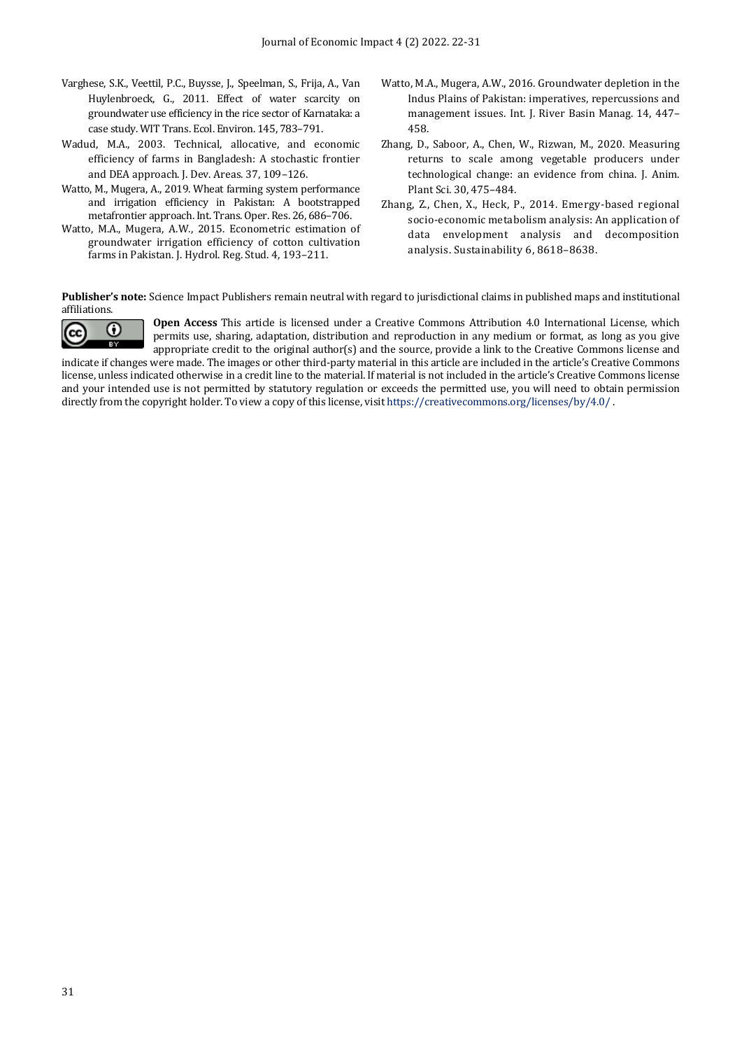Varghese, S.K., Veettil, P.C., Buysse, J., Speelman, S., Frija, A., Van Huylenbroeck, G., 2011. Effect of water scarcity on groundwater use efficiency in the rice sector of Karnataka: a case study. WIT Trans. Ecol. Environ. 145, 783–791.

Wadud, M.A., 2003. Technical, allocative, and economic efficiency of farms in Bangladesh: A stochastic frontier and DEA approach. J. Dev. Areas. 37, 109–126.

Watto, M., Mugera, A., 2019. Wheat farming system performance and irrigation efficiency in Pakistan: A bootstrapped metafrontier approach. Int. Trans. Oper. Res. 26, 686–706.

Watto, M.A., Mugera, A.W., 2015. Econometric estimation of groundwater irrigation efficiency of cotton cultivation farms in Pakistan. J. Hydrol. Reg. Stud. 4, 193–211.

Watto, M.A., Mugera, A.W., 2016. Groundwater depletion in the Indus Plains of Pakistan: imperatives, repercussions and management issues. Int. J. River Basin Manag. 14, 447–458.

Zhang, D., Saboor, A., Chen, W., Rizwan, M., 2020. Measuring returns to scale among vegetable producers under technological change: an evidence from china. J. Anim. Plant Sci. 30, 475–484.

Zhang, Z., Chen, X., Heck, P., 2014. Emergy-based regional socio-economic metabolism analysis: An application of data envelopment analysis and decomposition analysis. Sustainability 6, 8618–8638.

**Publisher's note:** Science Impact Publishers remain neutral with regard to jurisdictional claims in published maps and institutional affiliations.

**Open Access** This article is licensed under a Creative Commons Attribution 4.0 International License, which permits use, sharing, adaptation, distribution and reproduction in any medium or format, as long as you give appropriate credit to the original author(s) and the source, provide a link to the Creative Commons license and indicate if changes were made. The images or other third-party material in this article are included in the article's Creative Commons license, unless indicated otherwise in a credit line to the material. If material is not included in the article's Creative Commons license and your intended use is not permitted by statutory regulation or exceeds the permitted use, you will need to obtain permission directly from the copyright holder. To view a copy of this license, visit https://creativecommons.org/licenses/by/4.0/ .